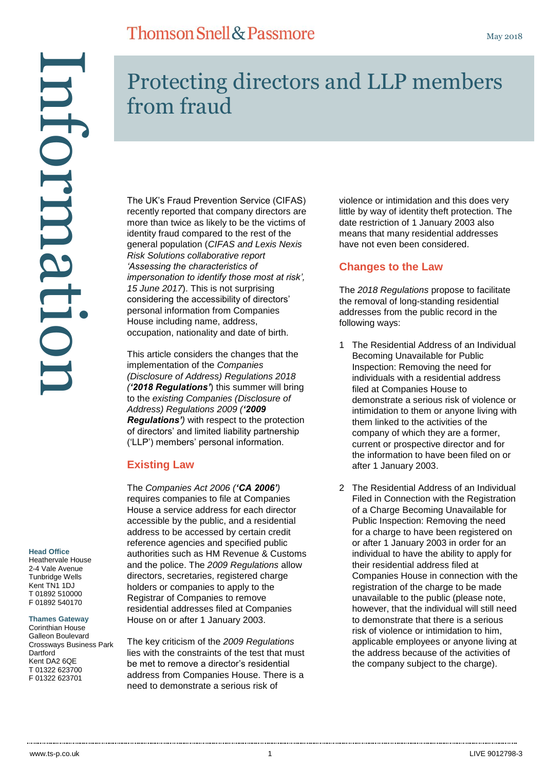# Protecting directors and LLP members from fraud

The UK's Fraud Prevention Service (CIFAS) recently reported that company directors are more than twice as likely to be the victims of identity fraud compared to the rest of the general population (*CIFAS and Lexis Nexis Risk Solutions collaborative report 'Assessing the characteristics of impersonation to identify those most at risk', 15 June 2017*). This is not surprising considering the accessibility of directors' personal information from Companies House including name, address, occupation, nationality and date of birth.

This article considers the changes that the implementation of the *Companies (Disclosure of Address) Regulations 2018 (**'2018 Regulations'**)* this summer will bring to the *existing Companies (Disclosure of Address) Regulations 2009 (**'2009 Regulations'**)* with respect to the protection of directors' and limited liability partnership ('LLP') members' personal information.

## Existing Law

The *Companies Act 2006 (**'CA 2006'**)* requires companies to file at Companies House a service address for each director accessible by the public, and a residential address to be accessed by certain credit reference agencies and specified public authorities such as HM Revenue & Customs and the police. The *2009 Regulations* allow directors, secretaries, registered charge holders or companies to apply to the Registrar of Companies to remove residential addresses filed at Companies House on or after 1 January 2003.

The key criticism of the *2009 Regulations* lies with the constraints of the test that must be met to remove a director's residential address from Companies House. There is a need to demonstrate a serious risk of violence or intimidation and this does very little by way of identity theft protection. The date restriction of 1 January 2003 also means that many residential addresses have not even been considered.

## Changes to the Law

The *2018 Regulations* propose to facilitate the removal of long-standing residential addresses from the public record in the following ways:

1. The Residential Address of an Individual Becoming Unavailable for Public Inspection: Removing the need for individuals with a residential address filed at Companies House to demonstrate a serious risk of violence or intimidation to them or anyone living with them linked to the company of which they are a former, current or prospective director and for the information to have been filed on or after 1 January 2003.

2. The Residential Address of an Individual Filed in Connection with the Registration of a Charge Becoming Unavailable for Public Inspection: Removing the need for a charge to have been registered on or after 1 January 2003 in order for an individual to have the ability to apply for their residential address filed at Companies House in connection with the registration of the charge to be made unavailable to the public (please note, however, that the individual will still need to demonstrate that there is a serious risk of violence or intimidation to him, applicable employees or anyone living at the address because of the activities of the company subject to the charge).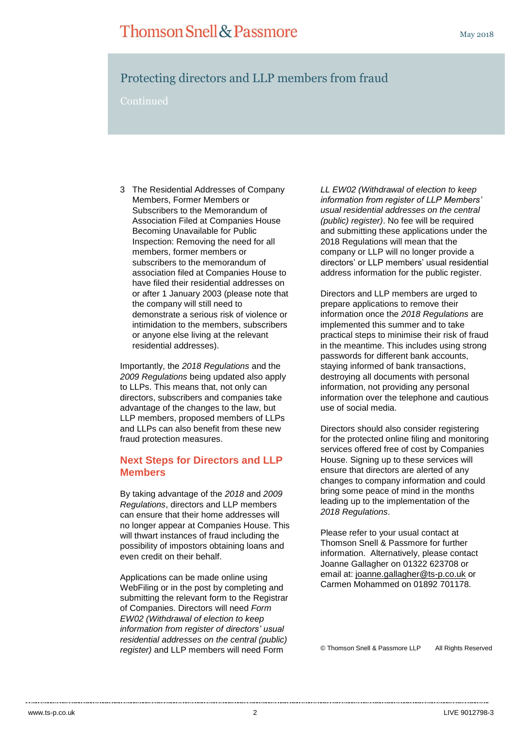## Protecting directors and LLP members from fraud

Continued

3. The Residential Addresses of Company Members, Former Members or Subscribers to the Memorandum of Association Filed at Companies House Becoming Unavailable for Public Inspection: Removing the need for all members, former members or subscribers to the memorandum of association filed at Companies House to have filed their residential addresses on or after 1 January 2003 (please note that the company will still need to demonstrate a serious risk of violence or intimidation to the members, subscribers or anyone else living at the relevant residential addresses).

Importantly, the *2018 Regulations* and the *2009 Regulations* being updated also apply to LLPs. This means that, not only can directors, subscribers and companies take advantage of the changes to the law, but LLP members, proposed members of LLPs and LLPs can also benefit from these new fraud protection measures.

### Next Steps for Directors and LLP Members

By taking advantage of the *2018* and *2009 Regulations*, directors and LLP members can ensure that their home addresses will no longer appear at Companies House. This will thwart instances of fraud including the possibility of impostors obtaining loans and even credit on their behalf.

Applications can be made online using WebFiling or in the post by completing and submitting the relevant form to the Registrar of Companies. Directors will need *Form EW02 (Withdrawal of election to keep information from register of directors' usual residential addresses on the central (public) register)* and LLP members will need Form *LL EW02 (Withdrawal of election to keep information from register of LLP Members' usual residential addresses on the central (public) register)*. No fee will be required and submitting these applications under the 2018 Regulations will mean that the company or LLP will no longer provide a directors' or LLP members' usual residential address information for the public register.

Directors and LLP members are urged to prepare applications to remove their information once the *2018 Regulations* are implemented this summer and to take practical steps to minimise their risk of fraud in the meantime. This includes using strong passwords for different bank accounts, staying informed of bank transactions, destroying all documents with personal information, not providing any personal information over the telephone and cautious use of social media.

Directors should also consider registering for the protected online filing and monitoring services offered free of cost by Companies House. Signing up to these services will ensure that directors are alerted of any changes to company information and could bring some peace of mind in the months leading up to the implementation of the *2018 Regulations*.

Please refer to your usual contact at Thomson Snell & Passmore for further information. Alternatively, please contact Joanne Gallagher on 01322 623708 or email at: joanne.gallagher@ts-p.co.uk or Carmen Mohammed on 01892 701178.

© Thomson Snell & Passmore LLP All Rights Reserved